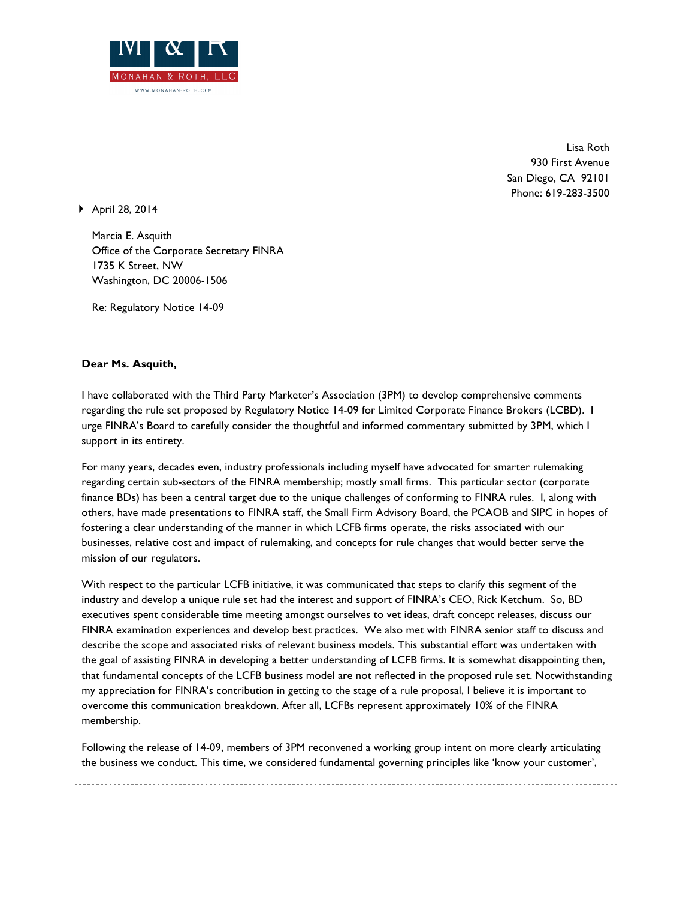MONAHAN & ROTH, LLC

WWW.MONAHAN-ROTH.COM

Lisa Roth
930 First Avenue
San Diego, CA 92101
Phone: 619-283-3500

April 28, 2014

Marcia E. Asquith
Office of the Corporate Secretary FINRA
1735 K Street, NW
Washington, DC 20006-1506

Re: Regulatory Notice 14-09

**Dear Ms. Asquith,**

I have collaborated with the Third Party Marketer's Association (3PM) to develop comprehensive comments regarding the rule set proposed by Regulatory Notice 14-09 for Limited Corporate Finance Brokers (LCBD). I urge FINRA's Board to carefully consider the thoughtful and informed commentary submitted by 3PM, which I support in its entirety.

For many years, decades even, industry professionals including myself have advocated for smarter rulemaking regarding certain sub-sectors of the FINRA membership; mostly small firms. This particular sector (corporate finance BDs) has been a central target due to the unique challenges of conforming to FINRA rules. I, along with others, have made presentations to FINRA staff, the Small Firm Advisory Board, the PCAOB and SIPC in hopes of fostering a clear understanding of the manner in which LCFB firms operate, the risks associated with our businesses, relative cost and impact of rulemaking, and concepts for rule changes that would better serve the mission of our regulators.

With respect to the particular LCFB initiative, it was communicated that steps to clarify this segment of the industry and develop a unique rule set had the interest and support of FINRA's CEO, Rick Ketchum. So, BD executives spent considerable time meeting amongst ourselves to vet ideas, draft concept releases, discuss our FINRA examination experiences and develop best practices. We also met with FINRA senior staff to discuss and describe the scope and associated risks of relevant business models. This substantial effort was undertaken with the goal of assisting FINRA in developing a better understanding of LCFB firms. It is somewhat disappointing then, that fundamental concepts of the LCFB business model are not reflected in the proposed rule set. Notwithstanding my appreciation for FINRA's contribution in getting to the stage of a rule proposal, I believe it is important to overcome this communication breakdown. After all, LCFBs represent approximately 10% of the FINRA membership.

Following the release of 14-09, members of 3PM reconvened a working group intent on more clearly articulating the business we conduct. This time, we considered fundamental governing principles like 'know your customer',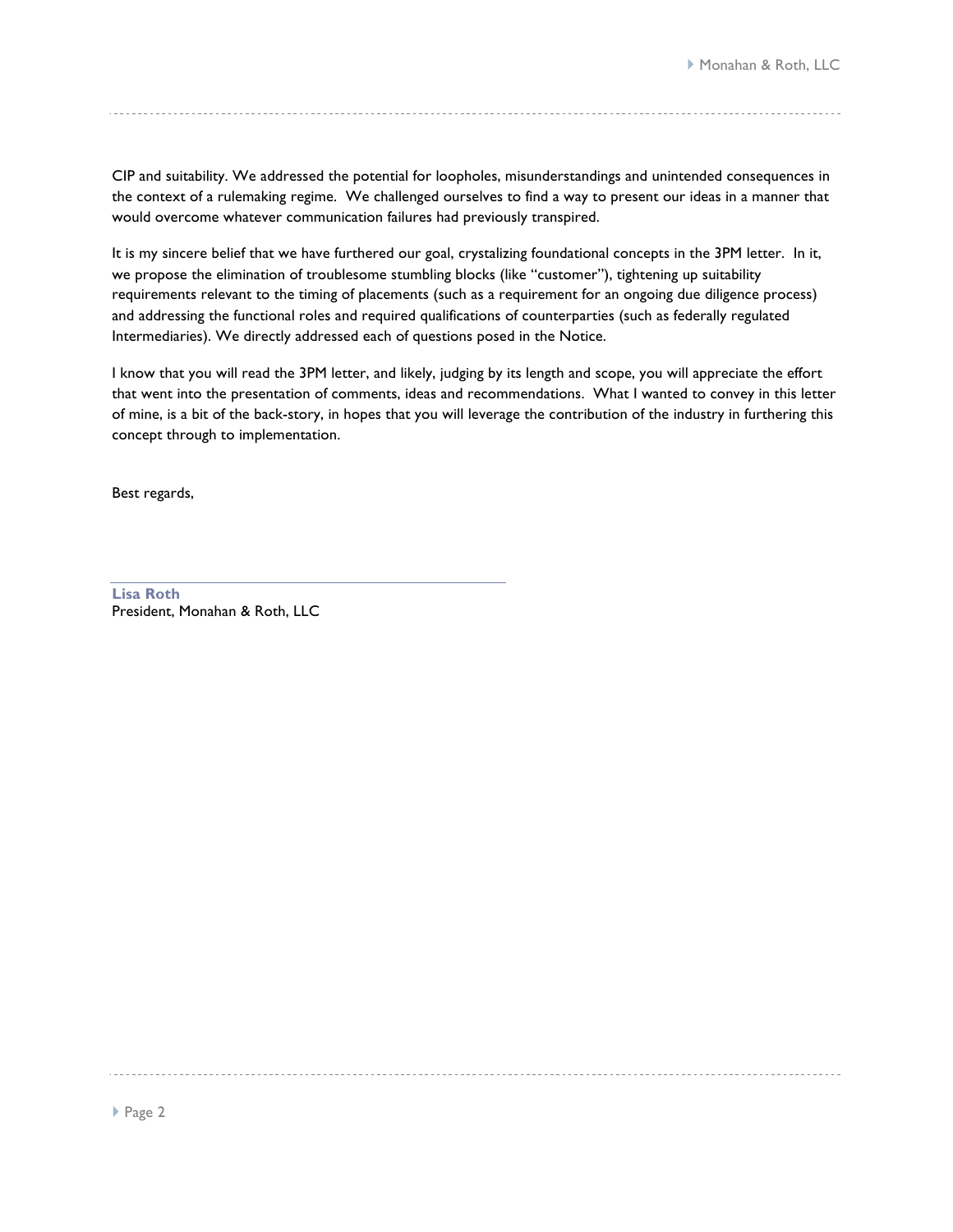CIP and suitability. We addressed the potential for loopholes, misunderstandings and unintended consequences in the context of a rulemaking regime. We challenged ourselves to find a way to present our ideas in a manner that would overcome whatever communication failures had previously transpired.

It is my sincere belief that we have furthered our goal, crystalizing foundational concepts in the 3PM letter. In it, we propose the elimination of troublesome stumbling blocks (like "customer"), tightening up suitability requirements relevant to the timing of placements (such as a requirement for an ongoing due diligence process) and addressing the functional roles and required qualifications of counterparties (such as federally regulated Intermediaries). We directly addressed each of questions posed in the Notice.

I know that you will read the 3PM letter, and likely, judging by its length and scope, you will appreciate the effort that went into the presentation of comments, ideas and recommendations. What I wanted to convey in this letter of mine, is a bit of the back-story, in hopes that you will leverage the contribution of the industry in furthering this concept through to implementation.

Best regards,

**Lisa Roth**
President, Monahan & Roth, LLC